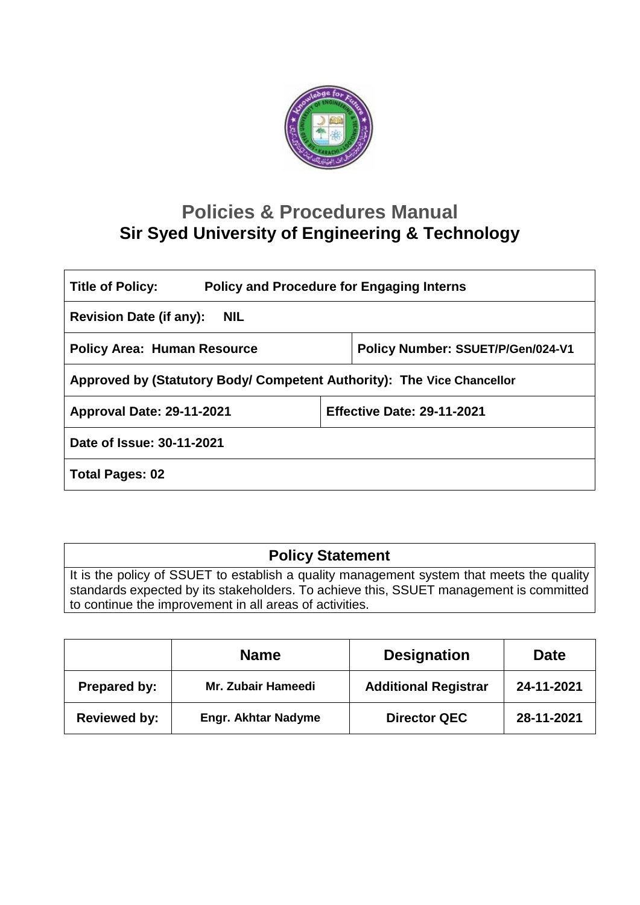# Policies & Procedures Manual
## Sir Syed University of Engineering & Technology

| | |
|---|---|
| **Title of Policy:** **Policy and Procedure for Engaging Interns** | |
| **Revision Date (if any):** **NIL** | |
| **Policy Area: Human Resource** | **Policy Number: SSUET/P/Gen/024-V1** |
| **Approved by (Statutory Body/ Competent Authority): The Vice Chancellor** | |
| **Approval Date: 29-11-2021** | **Effective Date: 29-11-2021** |
| **Date of Issue: 30-11-2021** | |
| **Total Pages: 02** | |

| **Policy Statement** |
|---|
| It is the policy of SSUET to establish a quality management system that meets the quality standards expected by its stakeholders. To achieve this, SSUET management is committed to continue the improvement in all areas of activities. |

| | **Name** | **Designation** | **Date** |
|---|---|---|---|
| **Prepared by:** | **Mr. Zubair Hameedi** | **Additional Registrar** | **24-11-2021** |
| **Reviewed by:** | **Engr. Akhtar Nadyme** | **Director QEC** | **28-11-2021** |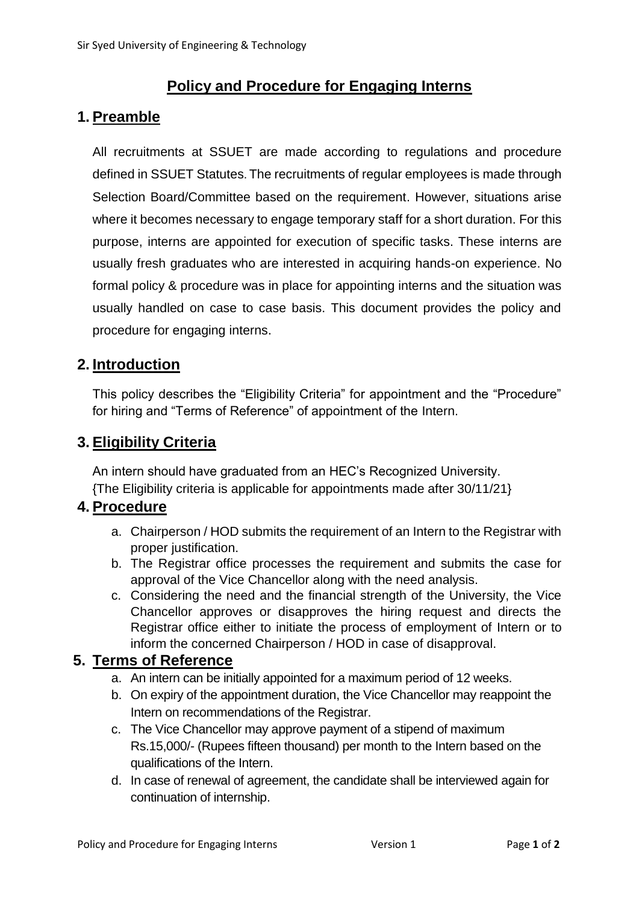# Policy and Procedure for Engaging Interns

## 1. Preamble

All recruitments at SSUET are made according to regulations and procedure defined in SSUET Statutes. The recruitments of regular employees is made through Selection Board/Committee based on the requirement. However, situations arise where it becomes necessary to engage temporary staff for a short duration. For this purpose, interns are appointed for execution of specific tasks. These interns are usually fresh graduates who are interested in acquiring hands-on experience. No formal policy & procedure was in place for appointing interns and the situation was usually handled on case to case basis. This document provides the policy and procedure for engaging interns.

## 2. Introduction

This policy describes the "Eligibility Criteria" for appointment and the "Procedure" for hiring and "Terms of Reference" of appointment of the Intern.

## 3. Eligibility Criteria

An intern should have graduated from an HEC's Recognized University.
{The Eligibility criteria is applicable for appointments made after 30/11/21}

## 4. Procedure

a. Chairperson / HOD submits the requirement of an Intern to the Registrar with proper justification.
b. The Registrar office processes the requirement and submits the case for approval of the Vice Chancellor along with the need analysis.
c. Considering the need and the financial strength of the University, the Vice Chancellor approves or disapproves the hiring request and directs the Registrar office either to initiate the process of employment of Intern or to inform the concerned Chairperson / HOD in case of disapproval.

## 5. Terms of Reference

a. An intern can be initially appointed for a maximum period of 12 weeks.
b. On expiry of the appointment duration, the Vice Chancellor may reappoint the Intern on recommendations of the Registrar.
c. The Vice Chancellor may approve payment of a stipend of maximum Rs.15,000/- (Rupees fifteen thousand) per month to the Intern based on the qualifications of the Intern.
d. In case of renewal of agreement, the candidate shall be interviewed again for continuation of internship.